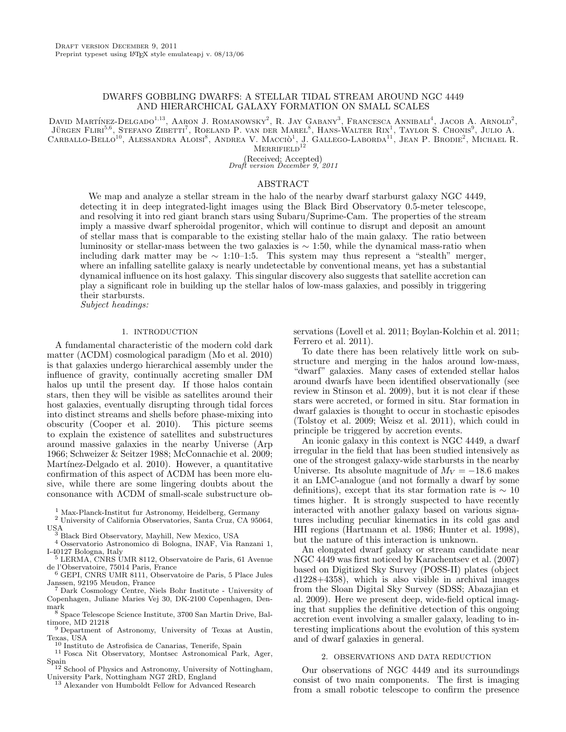Draft version December 9, 2011
Preprint typeset using LaTeX style emulateapj v. 08/13/06

# DWARFS GOBBLING DWARFS: A STELLAR TIDAL STREAM AROUND NGC 4449 AND HIERARCHICAL GALAXY FORMATION ON SMALL SCALES

David Martínez-Delgado[1,13], Aaron J. Romanowsky[2], R. Jay Gabany[3], Francesca Annibali[4], Jacob A. Arnold[2], Jürgen Fliri[5,6], Stefano Zibetti[7], Roeland P. van der Marel[8], Hans-Walter Rix[1], Taylor S. Chonis[9], Julio A. Carballo-Bello[10], Alessandra Aloisi[8], Andrea V. Macciò[1], J. Gallego-Laborda[11], Jean P. Brodie[2], Michael R. Merrifield[12]

(Received; Accepted)
*Draft version December 9, 2011*

## ABSTRACT

We map and analyze a stellar stream in the halo of the nearby dwarf starburst galaxy NGC 4449, detecting it in deep integrated-light images using the Black Bird Observatory 0.5-meter telescope, and resolving it into red giant branch stars using Subaru/Suprime-Cam. The properties of the stream imply a massive dwarf spheroidal progenitor, which will continue to disrupt and deposit an amount of stellar mass that is comparable to the existing stellar halo of the main galaxy. The ratio between luminosity or stellar-mass between the two galaxies is $\sim$ 1:50, while the dynamical mass-ratio when including dark matter may be $\sim$ 1:10–1:5. This system may thus represent a "stealth" merger, where an infalling satellite galaxy is nearly undetectable by conventional means, yet has a substantial dynamical influence on its host galaxy. This singular discovery also suggests that satellite accretion can play a significant role in building up the stellar halos of low-mass galaxies, and possibly in triggering their starbursts.

*Subject headings:*

## 1. INTRODUCTION

A fundamental characteristic of the modern cold dark matter ($\Lambda$CDM) cosmological paradigm (Mo et al. 2010) is that galaxies undergo hierarchical assembly under the influence of gravity, continually accreting smaller DM halos up until the present day. If those halos contain stars, then they will be visible as satellites around their host galaxies, eventually disrupting through tidal forces into distinct streams and shells before phase-mixing into obscurity (Cooper et al. 2010). This picture seems to explain the existence of satellites and substructures around massive galaxies in the nearby Universe (Arp 1966; Schweizer & Seitzer 1988; McConnachie et al. 2009; Martínez-Delgado et al. 2010). However, a quantitative confirmation of this aspect of $\Lambda$CDM has been more elusive, while there are some lingering doubts about the consonance with $\Lambda$CDM of small-scale substructure observations (Lovell et al. 2011; Boylan-Kolchin et al. 2011; Ferrero et al. 2011).

To date there has been relatively little work on substructure and merging in the halos around low-mass, "dwarf" galaxies. Many cases of extended stellar halos around dwarfs have been identified observationally (see review in Stinson et al. 2009), but it is not clear if these stars were accreted, or formed in situ. Star formation in dwarf galaxies is thought to occur in stochastic episodes (Tolstoy et al. 2009; Weisz et al. 2011), which could in principle be triggered by accretion events.

An iconic galaxy in this context is NGC 4449, a dwarf irregular in the field that has been studied intensively as one of the strongest galaxy-wide starbursts in the nearby Universe. Its absolute magnitude of $M_V = -18.6$ makes it an LMC-analogue (and not formally a dwarf by some definitions), except that its star formation rate is $\sim$ 10 times higher. It is strongly suspected to have recently interacted with another galaxy based on various signatures including peculiar kinematics in its cold gas and HII regions (Hartmann et al. 1986; Hunter et al. 1998), but the nature of this interaction is unknown.

An elongated dwarf galaxy or stream candidate near NGC 4449 was first noticed by Karachentsev et al. (2007) based on Digitized Sky Survey (POSS-II) plates (object d1228+4358), which is also visible in archival images from the Sloan Digital Sky Survey (SDSS; Abazajian et al. 2009). Here we present deep, wide-field optical imaging that supplies the definitive detection of this ongoing accretion event involving a smaller galaxy, leading to interesting implications about the evolution of this system and of dwarf galaxies in general.

## 2. OBSERVATIONS AND DATA REDUCTION

Our observations of NGC 4449 and its surroundings consist of two main components. The first is imaging from a small robotic telescope to confirm the presence

[1] Max-Planck-Institut fur Astronomy, Heidelberg, Germany
[2] University of California Observatories, Santa Cruz, CA 95064, USA
[3] Black Bird Observatory, Mayhill, New Mexico, USA
[4] Osservatorio Astronomico di Bologna, INAF, Via Ranzani 1, I-40127 Bologna, Italy
[5] LERMA, CNRS UMR 8112, Observatoire de Paris, 61 Avenue de l'Observatoire, 75014 Paris, France
[6] GEPI, CNRS UMR 8111, Observatoire de Paris, 5 Place Jules Janssen, 92195 Meudon, France
[7] Dark Cosmology Centre, Niels Bohr Institute - University of Copenhagen, Juliane Maries Vej 30, DK-2100 Copenhagen, Denmark
[8] Space Telescope Science Institute, 3700 San Martin Drive, Baltimore, MD 21218
[9] Department of Astronomy, University of Texas at Austin, Texas, USA
[10] Instituto de Astrofisica de Canarias, Tenerife, Spain
[11] Fosca Nit Observatory, Montsec Astronomical Park, Ager, Spain
[12] School of Physics and Astronomy, University of Nottingham, University Park, Nottingham NG7 2RD, England
[13] Alexander von Humboldt Fellow for Advanced Research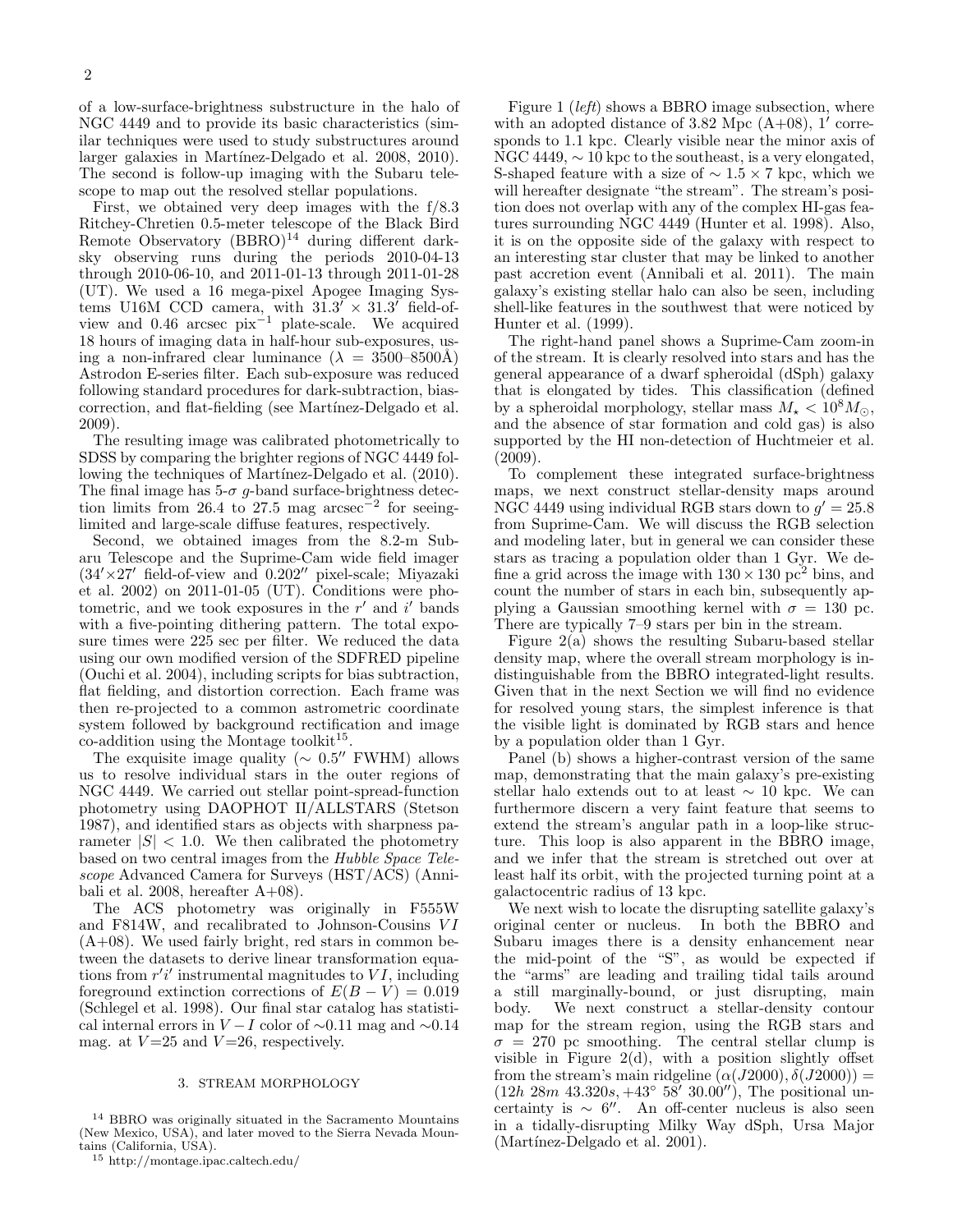of a low-surface-brightness substructure in the halo of NGC 4449 and to provide its basic characteristics (similar techniques were used to study substructures around larger galaxies in Martínez-Delgado et al. 2008, 2010). The second is follow-up imaging with the Subaru telescope to map out the resolved stellar populations.

First, we obtained very deep images with the f/8.3 Ritchey-Chretien 0.5-meter telescope of the Black Bird Remote Observatory (BBRO)[14] during different dark-sky observing runs during the periods 2010-04-13 through 2010-06-10, and 2011-01-13 through 2011-01-28 (UT). We used a 16 mega-pixel Apogee Imaging Systems U16M CCD camera, with $31.3' \times 31.3'$ field-of-view and 0.46 arcsec pix$^{-1}$ plate-scale. We acquired 18 hours of imaging data in half-hour sub-exposures, using a non-infrared clear luminance ($\lambda$ = 3500–8500Å) Astrodon E-series filter. Each sub-exposure was reduced following standard procedures for dark-subtraction, bias-correction, and flat-fielding (see Martínez-Delgado et al. 2009).

The resulting image was calibrated photometrically to SDSS by comparing the brighter regions of NGC 4449 following the techniques of Martínez-Delgado et al. (2010). The final image has 5-$\sigma$ $g$-band surface-brightness detection limits from 26.4 to 27.5 mag arcsec$^{-2}$ for seeing-limited and large-scale diffuse features, respectively.

Second, we obtained images from the 8.2-m Subaru Telescope and the Suprime-Cam wide field imager ($34' \times 27'$ field-of-view and $0.202''$ pixel-scale; Miyazaki et al. 2002) on 2011-01-05 (UT). Conditions were photometric, and we took exposures in the $r'$ and $i'$ bands with a five-pointing dithering pattern. The total exposure times were 225 sec per filter. We reduced the data using our own modified version of the SDFRED pipeline (Ouchi et al. 2004), including scripts for bias subtraction, flat fielding, and distortion correction. Each frame was then re-projected to a common astrometric coordinate system followed by background rectification and image co-addition using the Montage toolkit[15].

The exquisite image quality ($\sim 0.5''$ FWHM) allows us to resolve individual stars in the outer regions of NGC 4449. We carried out stellar point-spread-function photometry using DAOPHOT II/ALLSTARS (Stetson 1987), and identified stars as objects with sharpness parameter $|S| < 1.0$. We then calibrated the photometry based on two central images from the *Hubble Space Telescope* Advanced Camera for Surveys (HST/ACS) (Annibali et al. 2008, hereafter A+08).

The ACS photometry was originally in F555W and F814W, and recalibrated to Johnson-Cousins $VI$ (A+08). We used fairly bright, red stars in common between the datasets to derive linear transformation equations from $r'i'$ instrumental magnitudes to $VI$, including foreground extinction corrections of $E(B-V) = 0.019$ (Schlegel et al. 1998). Our final star catalog has statistical internal errors in $V-I$ color of ∼0.11 mag and ∼0.14 mag. at $V$=25 and $V$=26, respectively.

## 3. STREAM MORPHOLOGY

Figure 1 (*left*) shows a BBRO image subsection, where with an adopted distance of 3.82 Mpc (A+08), $1'$ corresponds to 1.1 kpc. Clearly visible near the minor axis of NGC 4449, ∼ 10 kpc to the southeast, is a very elongated, S-shaped feature with a size of $\sim 1.5 \times 7$ kpc, which we will hereafter designate "the stream". The stream's position does not overlap with any of the complex HI-gas features surrounding NGC 4449 (Hunter et al. 1998). Also, it is on the opposite side of the galaxy with respect to an interesting star cluster that may be linked to another past accretion event (Annibali et al. 2011). The main galaxy's existing stellar halo can also be seen, including shell-like features in the southwest that were noticed by Hunter et al. (1999).

The right-hand panel shows a Suprime-Cam zoom-in of the stream. It is clearly resolved into stars and has the general appearance of a dwarf spheroidal (dSph) galaxy that is elongated by tides. This classification (defined by a spheroidal morphology, stellar mass $M_\star < 10^8 M_\odot$, and the absence of star formation and cold gas) is also supported by the HI non-detection of Huchtmeier et al. (2009).

To complement these integrated surface-brightness maps, we next construct stellar-density maps around NGC 4449 using individual RGB stars down to $g' = 25.8$ from Suprime-Cam. We will discuss the RGB selection and modeling later, but in general we can consider these stars as tracing a population older than 1 Gyr. We define a grid across the image with $130 \times 130$ pc$^2$ bins, and count the number of stars in each bin, subsequently applying a Gaussian smoothing kernel with $\sigma$ = 130 pc. There are typically 7–9 stars per bin in the stream.

Figure 2(a) shows the resulting Subaru-based stellar density map, where the overall stream morphology is indistinguishable from the BBRO integrated-light results. Given that in the next Section we will find no evidence for resolved young stars, the simplest inference is that the visible light is dominated by RGB stars and hence by a population older than 1 Gyr.

Panel (b) shows a higher-contrast version of the same map, demonstrating that the main galaxy's pre-existing stellar halo extends out to at least ∼ 10 kpc. We can furthermore discern a very faint feature that seems to extend the stream's angular path in a loop-like structure. This loop is also apparent in the BBRO image, and we infer that the stream is stretched out over at least half its orbit, with the projected turning point at a galactocentric radius of 13 kpc.

We next wish to locate the disrupting satellite galaxy's original center or nucleus. In both the BBRO and Subaru images there is a density enhancement near the mid-point of the "S", as would be expected if the "arms" are leading and trailing tidal tails around a still marginally-bound, or just disrupting, main body. We next construct a stellar-density contour map for the stream region, using the RGB stars and $\sigma$ = 270 pc smoothing. The central stellar clump is visible in Figure 2(d), with a position slightly offset from the stream's main ridgeline $(\alpha(J2000), \delta(J2000))$ = $(12h\ 28m\ 43.320s, +43^\circ\ 58'\ 30.00'')$, The positional uncertainty is $\sim 6''$. An off-center nucleus is also seen in a tidally-disrupting Milky Way dSph, Ursa Major (Martínez-Delgado et al. 2001).

[14] BBRO was originally situated in the Sacramento Mountains (New Mexico, USA), and later moved to the Sierra Nevada Mountains (California, USA).

[15] http://montage.ipac.caltech.edu/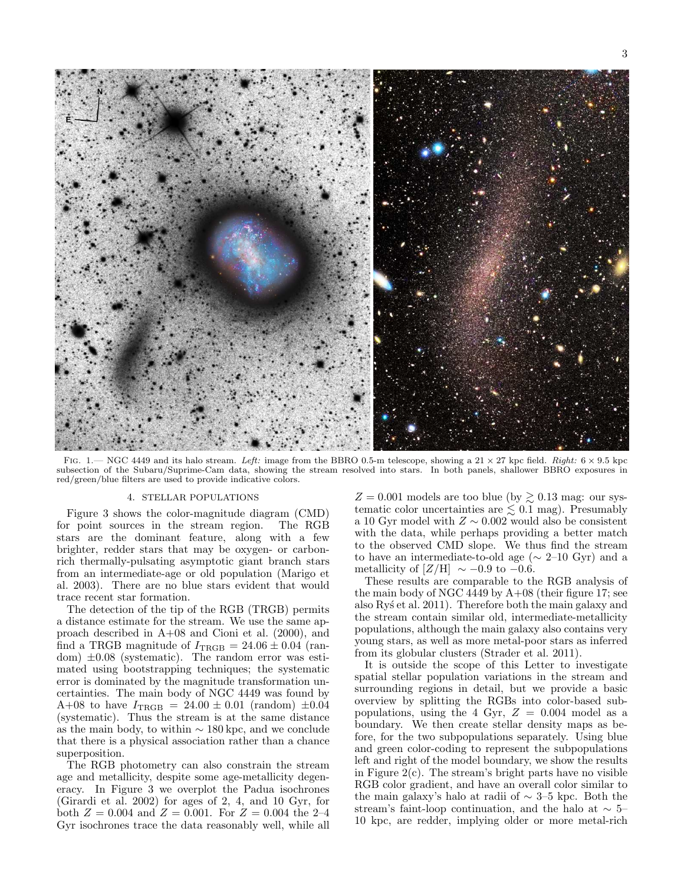Fig. 1.— NGC 4449 and its halo stream. *Left:* image from the BBRO 0.5-m telescope, showing a $21 \times 27$ kpc field. *Right:* $6 \times 9.5$ kpc subsection of the Subaru/Suprime-Cam data, showing the stream resolved into stars. In both panels, shallower BBRO exposures in red/green/blue filters are used to provide indicative colors.

## 4. STELLAR POPULATIONS

Figure 3 shows the color-magnitude diagram (CMD) for point sources in the stream region. The RGB stars are the dominant feature, along with a few brighter, redder stars that may be oxygen- or carbon-rich thermally-pulsating asymptotic giant branch stars from an intermediate-age or old population (Marigo et al. 2003). There are no blue stars evident that would trace recent star formation.

The detection of the tip of the RGB (TRGB) permits a distance estimate for the stream. We use the same approach described in A+08 and Cioni et al. (2000), and find a TRGB magnitude of $I_{\rm TRGB} = 24.06 \pm 0.04$ (random) $\pm 0.08$ (systematic). The random error was estimated using bootstrapping techniques; the systematic error is dominated by the magnitude transformation uncertainties. The main body of NGC 4449 was found by A+08 to have $I_{\rm TRGB} = 24.00 \pm 0.01$ (random) $\pm 0.04$ (systematic). Thus the stream is at the same distance as the main body, to within $\sim 180$ kpc, and we conclude that there is a physical association rather than a chance superposition.

The RGB photometry can also constrain the stream age and metallicity, despite some age-metallicity degeneracy. In Figure 3 we overplot the Padua isochrones (Girardi et al. 2002) for ages of 2, 4, and 10 Gyr, for both $Z = 0.004$ and $Z = 0.001$. For $Z = 0.004$ the 2–4 Gyr isochrones trace the data reasonably well, while all $Z = 0.001$ models are too blue (by $\gtrsim 0.13$ mag: our systematic color uncertainties are $\lesssim 0.1$ mag). Presumably a 10 Gyr model with $Z \sim 0.002$ would also be consistent with the data, while perhaps providing a better match to the observed CMD slope. We thus find the stream to have an intermediate-to-old age ($\sim$ 2–10 Gyr) and a metallicity of $[Z/{\rm H}] \sim -0.9$ to $-0.6$.

These results are comparable to the RGB analysis of the main body of NGC 4449 by A+08 (their figure 17; see also Ryś et al. 2011). Therefore both the main galaxy and the stream contain similar old, intermediate-metallicity populations, although the main galaxy also contains very young stars, as well as more metal-poor stars as inferred from its globular clusters (Strader et al. 2011).

It is outside the scope of this Letter to investigate spatial stellar population variations in the stream and surrounding regions in detail, but we provide a basic overview by splitting the RGBs into color-based subpopulations, using the 4 Gyr, $Z = 0.004$ model as a boundary. We then create stellar density maps as before, for the two subpopulations separately. Using blue and green color-coding to represent the subpopulations left and right of the model boundary, we show the results in Figure 2(c). The stream's bright parts have no visible RGB color gradient, and have an overall color similar to the main galaxy's halo at radii of $\sim$ 3–5 kpc. Both the stream's faint-loop continuation, and the halo at $\sim$ 5–10 kpc, are redder, implying older or more metal-rich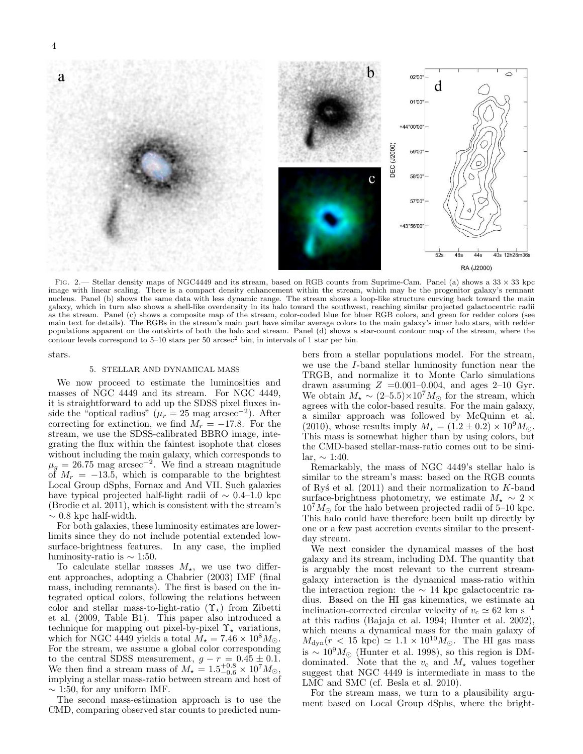Fig. 2.— Stellar density maps of NGC4449 and its stream, based on RGB counts from Suprime-Cam. Panel (a) shows a $33 \times 33$ kpc image with linear scaling. There is a compact density enhancement within the stream, which may be the progenitor galaxy's remnant nucleus. Panel (b) shows the same data with less dynamic range. The stream shows a loop-like structure curving back toward the main galaxy, which in turn also shows a shell-like overdensity in its halo toward the southwest, reaching similar projected galactocentric radii as the stream. Panel (c) shows a composite map of the stream, color-coded blue for bluer RGB colors, and green for redder colors (see main text for details). The RGBs in the stream's main part have similar average colors to the main galaxy's inner halo stars, with redder populations apparent on the outskirts of both the halo and stream. Panel (d) shows a star-count contour map of the stream, where the contour levels correspond to 5–10 stars per 50 arcsec$^2$ bin, in intervals of 1 star per bin.

stars.

## 5. STELLAR AND DYNAMICAL MASS

We now proceed to estimate the luminosities and masses of NGC 4449 and its stream. For NGC 4449, it is straightforward to add up the SDSS pixel fluxes inside the "optical radius" ($\mu_r = 25$ mag arcsec$^{-2}$). After correcting for extinction, we find $M_r = -17.8$. For the stream, we use the SDSS-calibrated BBRO image, integrating the flux within the faintest isophote that closes without including the main galaxy, which corresponds to $\mu_g = 26.75$ mag arcsec$^{-2}$. We find a stream magnitude of $M_r = -13.5$, which is comparable to the brightest Local Group dSphs, Fornax and And VII. Such galaxies have typical projected half-light radii of $\sim 0.4$–$1.0$ kpc (Brodie et al. 2011), which is consistent with the stream's $\sim 0.8$ kpc half-width.

For both galaxies, these luminosity estimates are lower-limits since they do not include potential extended low-surface-brightness features. In any case, the implied luminosity-ratio is $\sim$ 1:50.

To calculate stellar masses $M_\star$, we use two different approaches, adopting a Chabrier (2003) IMF (final mass, including remnants). The first is based on the integrated optical colors, following the relations between color and stellar mass-to-light-ratio ($\Upsilon_\star$) from Zibetti et al. (2009, Table B1). This paper also introduced a technique for mapping out pixel-by-pixel $\Upsilon_\star$ variations, which for NGC 4449 yields a total $M_\star = 7.46 \times 10^8 M_\odot$. For the stream, we assume a global color corresponding to the central SDSS measurement, $g - r = 0.45 \pm 0.1$. We then find a stream mass of $M_\star = 1.5^{+0.8}_{-0.6} \times 10^7 M_\odot$, implying a stellar mass-ratio between stream and host of $\sim$ 1:50, for any uniform IMF.

The second mass-estimation approach is to use the CMD, comparing observed star counts to predicted numbers from a stellar populations model. For the stream, we use the $I$-band stellar luminosity function near the TRGB, and normalize it to Monte Carlo simulations drawn assuming $Z = 0.001$–$0.004$, and ages 2–10 Gyr. We obtain $M_\star \sim (2$–$5.5) \times 10^7 M_\odot$ for the stream, which agrees with the color-based results. For the main galaxy, a similar approach was followed by McQuinn et al. (2010), whose results imply $M_\star = (1.2 \pm 0.2) \times 10^9 M_\odot$. This mass is somewhat higher than by using colors, but the CMD-based stellar-mass-ratio comes out to be similar, $\sim$ 1:40.

Remarkably, the mass of NGC 4449's stellar halo is similar to the stream's mass: based on the RGB counts of Ryś et al. (2011) and their normalization to $K$-band surface-brightness photometry, we estimate $M_\star \sim 2 \times 10^7 M_\odot$ for the halo between projected radii of 5–10 kpc. This halo could have therefore been built up directly by one or a few past accretion events similar to the present-day stream.

We next consider the dynamical masses of the host galaxy and its stream, including DM. The quantity that is arguably the most relevant to the current stream-galaxy interaction is the dynamical mass-ratio within the interaction region: the $\sim$ 14 kpc galactocentric radius. Based on the HI gas kinematics, we estimate an inclination-corrected circular velocity of $v_c \simeq 62$ km s$^{-1}$ at this radius (Bajaja et al. 1994; Hunter et al. 2002), which means a dynamical mass for the main galaxy of $M_{\rm dyn}(r < 15 \text{ kpc}) \simeq 1.1 \times 10^{10} M_\odot$. The HI gas mass is $\sim 10^9 M_\odot$ (Hunter et al. 1998), so this region is DM-dominated. Note that the $v_c$ and $M_\star$ values together suggest that NGC 4449 is intermediate in mass to the LMC and SMC (cf. Besla et al. 2010).

For the stream mass, we turn to a plausibility argument based on Local Group dSphs, where the bright-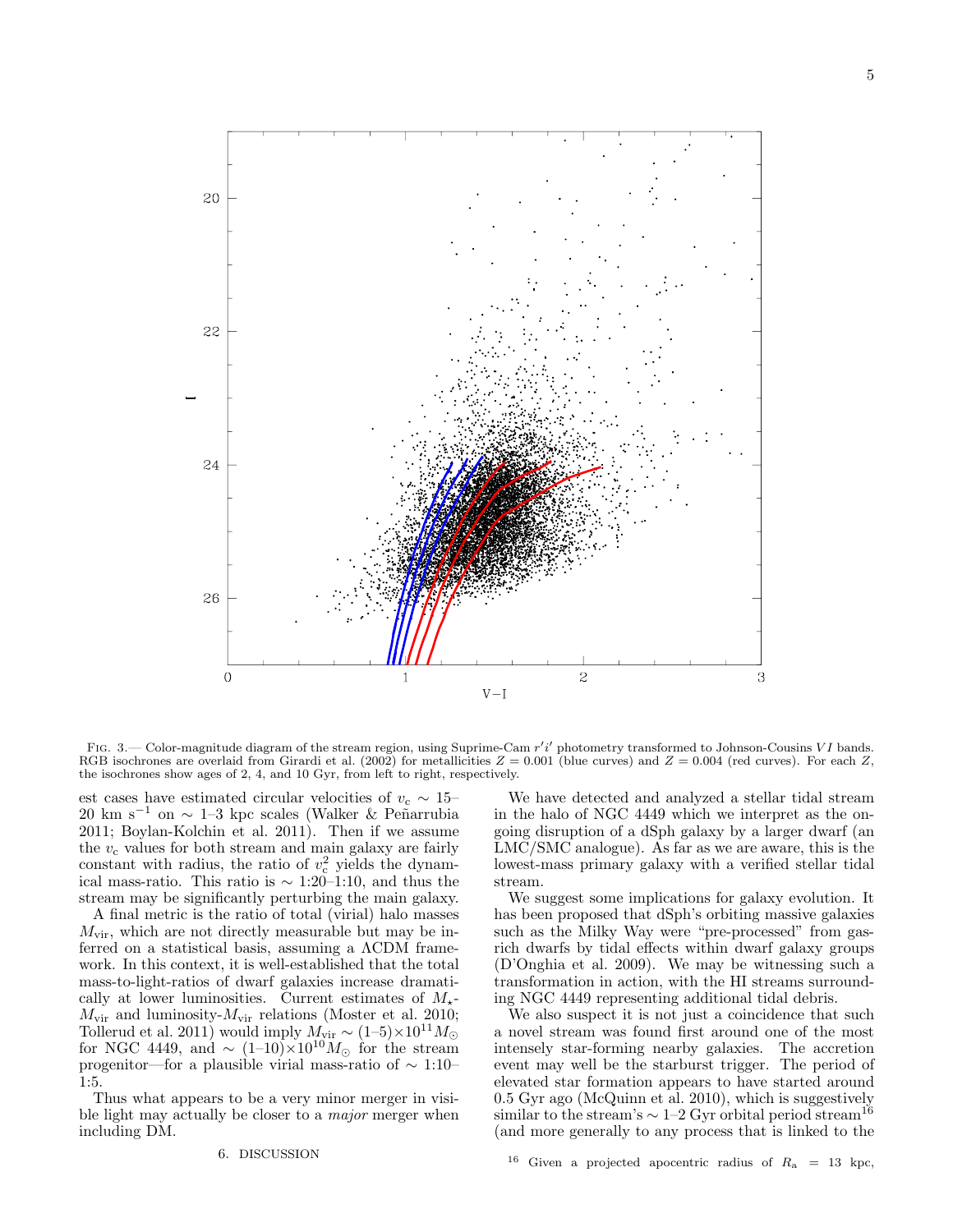FIG. 3.— Color-magnitude diagram of the stream region, using Suprime-Cam $r'i'$ photometry transformed to Johnson-Cousins $VI$ bands. RGB isochrones are overlaid from Girardi et al. (2002) for metallicities $Z = 0.001$ (blue curves) and $Z = 0.004$ (red curves). For each $Z$, the isochrones show ages of 2, 4, and 10 Gyr, from left to right, respectively.

est cases have estimated circular velocities of $v_c \sim 15$–20 km s$^{-1}$ on $\sim 1$–3 kpc scales (Walker & Peñarrubia 2011; Boylan-Kolchin et al. 2011). Then if we assume the $v_c$ values for both stream and main galaxy are fairly constant with radius, the ratio of $v_c^2$ yields the dynamical mass-ratio. This ratio is $\sim$ 1:20–1:10, and thus the stream may be significantly perturbing the main galaxy.

A final metric is the ratio of total (virial) halo masses $M_{\rm vir}$, which are not directly measurable but may be inferred on a statistical basis, assuming a ΛCDM framework. In this context, it is well-established that the total mass-to-light-ratios of dwarf galaxies increase dramatically at lower luminosities. Current estimates of $M_\star$-$M_{\rm vir}$ and luminosity-$M_{\rm vir}$ relations (Moster et al. 2010; Tollerud et al. 2011) would imply $M_{\rm vir} \sim (1$–$5) \times 10^{11} M_\odot$ for NGC 4449, and $\sim (1$–$10) \times 10^{10} M_\odot$ for the stream progenitor—for a plausible virial mass-ratio of $\sim$ 1:10–1:5.

Thus what appears to be a very minor merger in visible light may actually be closer to a *major* merger when including DM.

## 6. DISCUSSION

We have detected and analyzed a stellar tidal stream in the halo of NGC 4449 which we interpret as the ongoing disruption of a dSph galaxy by a larger dwarf (an LMC/SMC analogue). As far as we are aware, this is the lowest-mass primary galaxy with a verified stellar tidal stream.

We suggest some implications for galaxy evolution. It has been proposed that dSph's orbiting massive galaxies such as the Milky Way were "pre-processed" from gas-rich dwarfs by tidal effects within dwarf galaxy groups (D'Onghia et al. 2009). We may be witnessing such a transformation in action, with the HI streams surrounding NGC 4449 representing additional tidal debris.

We also suspect it is not just a coincidence that such a novel stream was found first around one of the most intensely star-forming nearby galaxies. The accretion event may well be the starburst trigger. The period of elevated star formation appears to have started around 0.5 Gyr ago (McQuinn et al. 2010), which is suggestively similar to the stream's $\sim 1$–2 Gyr orbital period stream[16] (and more generally to any process that is linked to the

[16] Given a projected apocentric radius of $R_a = 13$ kpc,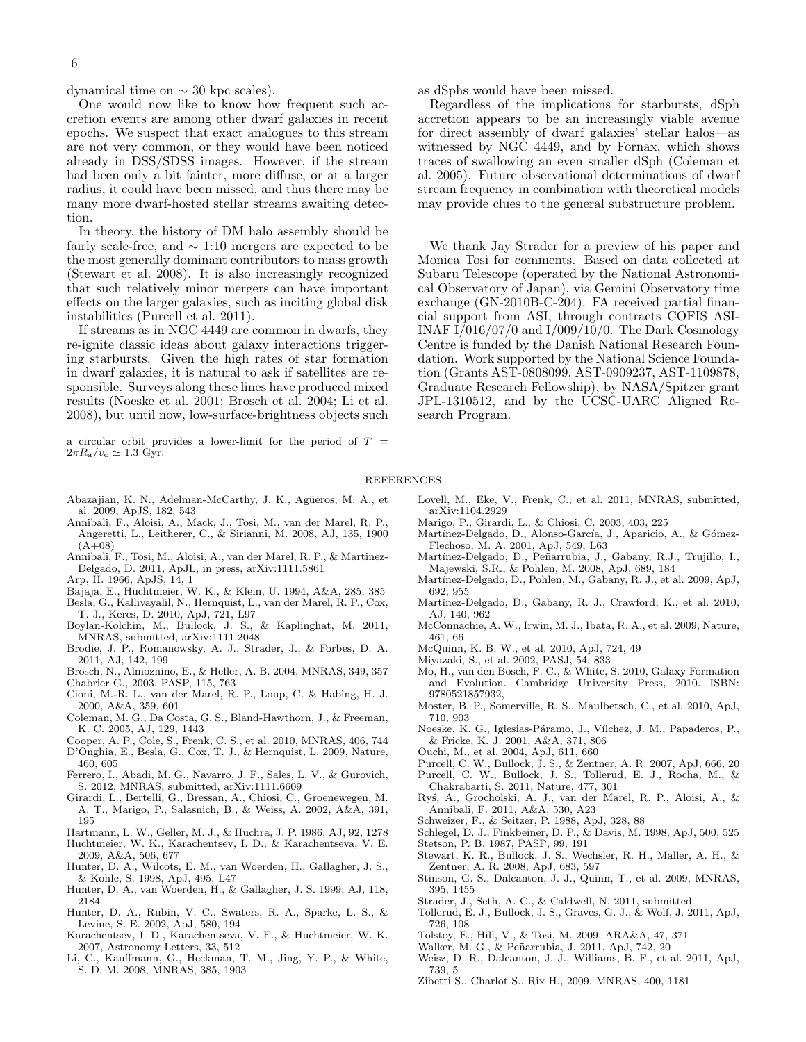dynamical time on $\sim$ 30 kpc scales).

One would now like to know how frequent such accretion events are among other dwarf galaxies in recent epochs. We suspect that exact analogues to this stream are not very common, or they would have been noticed already in DSS/SDSS images. However, if the stream had been only a bit fainter, more diffuse, or at a larger radius, it could have been missed, and thus there may be many more dwarf-hosted stellar streams awaiting detection.

In theory, the history of DM halo assembly should be fairly scale-free, and $\sim$ 1:10 mergers are expected to be the most generally dominant contributors to mass growth (Stewart et al. 2008). It is also increasingly recognized that such relatively minor mergers can have important effects on the larger galaxies, such as inciting global disk instabilities (Purcell et al. 2011).

If streams as in NGC 4449 are common in dwarfs, they re-ignite classic ideas about galaxy interactions triggering starbursts. Given the high rates of star formation in dwarf galaxies, it is natural to ask if satellites are responsible. Surveys along these lines have produced mixed results (Noeske et al. 2001; Brosch et al. 2004; Li et al. 2008), but until now, low-surface-brightness objects such as dSphs would have been missed.

Regardless of the implications for starbursts, dSph accretion appears to be an increasingly viable avenue for direct assembly of dwarf galaxies' stellar halos—as witnessed by NGC 4449, and by Fornax, which shows traces of swallowing an even smaller dSph (Coleman et al. 2005). Future observational determinations of dwarf stream frequency in combination with theoretical models may provide clues to the general substructure problem.

We thank Jay Strader for a preview of his paper and Monica Tosi for comments. Based on data collected at Subaru Telescope (operated by the National Astronomical Observatory of Japan), via Gemini Observatory time exchange (GN-2010B-C-204). FA received partial financial support from ASI, through contracts COFIS ASI-INAF I/016/07/0 and I/009/10/0. The Dark Cosmology Centre is funded by the Danish National Research Foundation. Work supported by the National Science Foundation (Grants AST-0808099, AST-0909237, AST-1109878, Graduate Research Fellowship), by NASA/Spitzer grant JPL-1310512, and by the UCSC-UARC Aligned Research Program.

a circular orbit provides a lower-limit for the period of $T = 2\pi R_{\rm a}/v_{\rm c} \simeq 1.3$ Gyr.

## REFERENCES

Abazajian, K. N., Adelman-McCarthy, J. K., Agüeros, M. A., et al. 2009, ApJS, 182, 543

Annibali, F., Aloisi, A., Mack, J., Tosi, M., van der Marel, R. P., Angeretti, L., Leitherer, C., & Sirianni, M. 2008, AJ, 135, 1900 (A+08)

Annibali, F., Tosi, M., Aloisi, A., van der Marel, R. P., & Martinez-Delgado, D. 2011, ApJL, in press, arXiv:1111.5861

Arp, H. 1966, ApJS, 14, 1

Bajaja, E., Huchtmeier, W. K., & Klein, U. 1994, A&A, 285, 385

Besla, G., Kallivayalil, N., Hernquist, L., van der Marel, R. P., Cox, T. J., Keres, D. 2010, ApJ, 721, L97

Boylan-Kolchin, M., Bullock, J. S., & Kaplinghat, M. 2011, MNRAS, submitted, arXiv:1111.2048

Brodie, J. P., Romanowsky, A. J., Strader, J., & Forbes, D. A. 2011, AJ, 142, 199

Brosch, N., Almoznino, E., & Heller, A. B. 2004, MNRAS, 349, 357

Chabrier G., 2003, PASP, 115, 763

Cioni, M.-R. L., van der Marel, R. P., Loup, C. & Habing, H. J. 2000, A&A, 359, 601

Coleman, M. G., Da Costa, G. S., Bland-Hawthorn, J., & Freeman, K. C. 2005, AJ, 129, 1443

Cooper, A. P., Cole, S., Frenk, C. S., et al. 2010, MNRAS, 406, 744

D'Onghia, E., Besla, G., Cox, T. J., & Hernquist, L. 2009, Nature, 460, 605

Ferrero, I., Abadi, M. G., Navarro, J. F., Sales, L. V., & Gurovich, S. 2012, MNRAS, submitted, arXiv:1111.6609

Girardi, L., Bertelli, G., Bressan, A., Chiosi, C., Groenewegen, M. A. T., Marigo, P., Salasnich, B., & Weiss, A. 2002, A&A, 391, 195

Hartmann, L. W., Geller, M. J., & Huchra, J. P. 1986, AJ, 92, 1278

Huchtmeier, W. K., Karachentsev, I. D., & Karachentseva, V. E. 2009, A&A, 506, 677

Hunter, D. A., Wilcots, E. M., van Woerden, H., Gallagher, J. S., & Kohle, S. 1998, ApJ, 495, L47

Hunter, D. A., van Woerden, H., & Gallagher, J. S. 1999, AJ, 118, 2184

Hunter, D. A., Rubin, V. C., Swaters, R. A., Sparke, L. S., & Levine, S. E. 2002, ApJ, 580, 194

Karachentsev, I. D., Karachentseva, V. E., & Huchtmeier, W. K. 2007, Astronomy Letters, 33, 512

Li, C., Kauffmann, G., Heckman, T. M., Jing, Y. P., & White, S. D. M. 2008, MNRAS, 385, 1903

Lovell, M., Eke, V., Frenk, C., et al. 2011, MNRAS, submitted, arXiv:1104.2929

Marigo, P., Girardi, L., & Chiosi, C. 2003, 403, 225

Martínez-Delgado, D., Alonso-García, J., Aparicio, A., & Gómez-Flechoso, M. A. 2001, ApJ, 549, L63

Martínez-Delgado, D., Peñarrubia, J., Gabany, R.J., Trujillo, I., Majewski, S.R., & Pohlen, M. 2008, ApJ, 689, 184

Martínez-Delgado, D., Pohlen, M., Gabany, R. J., et al. 2009, ApJ, 692, 955

Martínez-Delgado, D., Gabany, R. J., Crawford, K., et al. 2010, AJ, 140, 962

McConnachie, A. W., Irwin, M. J., Ibata, R. A., et al. 2009, Nature, 461, 66

McQuinn, K. B. W., et al. 2010, ApJ, 724, 49

Miyazaki, S., et al. 2002, PASJ, 54, 833

Mo, H., van den Bosch, F. C., & White, S. 2010, Galaxy Formation and Evolution. Cambridge University Press, 2010. ISBN: 9780521857932,

Moster, B. P., Somerville, R. S., Maulbetsch, C., et al. 2010, ApJ, 710, 903

Noeske, K. G., Iglesias-Páramo, J., Vílchez, J. M., Papaderos, P., & Fricke, K. J. 2001, A&A, 371, 806

Ouchi, M., et al. 2004, ApJ, 611, 660

Purcell, C. W., Bullock, J. S., & Zentner, A. R. 2007, ApJ, 666, 20

Purcell, C. W., Bullock, J. S., Tollerud, E. J., Rocha, M., & Chakrabarti, S. 2011, Nature, 477, 301

Ryś, A., Grocholski, A. J., van der Marel, R. P., Aloisi, A., & Annibali, F. 2011, A&A, 530, A23

Schweizer, F., & Seitzer, P. 1988, ApJ, 328, 88

Schlegel, D. J., Finkbeiner, D. P., & Davis, M. 1998, ApJ, 500, 525

Stetson, P. B. 1987, PASP, 99, 191

Stewart, K. R., Bullock, J. S., Wechsler, R. H., Maller, A. H., & Zentner, A. R. 2008, ApJ, 683, 597

Stinson, G. S., Dalcanton, J. J., Quinn, T., et al. 2009, MNRAS, 395, 1455

Strader, J., Seth, A. C., & Caldwell, N. 2011, submitted

Tollerud, E. J., Bullock, J. S., Graves, G. J., & Wolf, J. 2011, ApJ, 726, 108

Tolstoy, E., Hill, V., & Tosi, M. 2009, ARA&A, 47, 371

Walker, M. G., & Peñarrubia, J. 2011, ApJ, 742, 20

Weisz, D. R., Dalcanton, J. J., Williams, B. F., et al. 2011, ApJ, 739, 5

Zibetti S., Charlot S., Rix H., 2009, MNRAS, 400, 1181